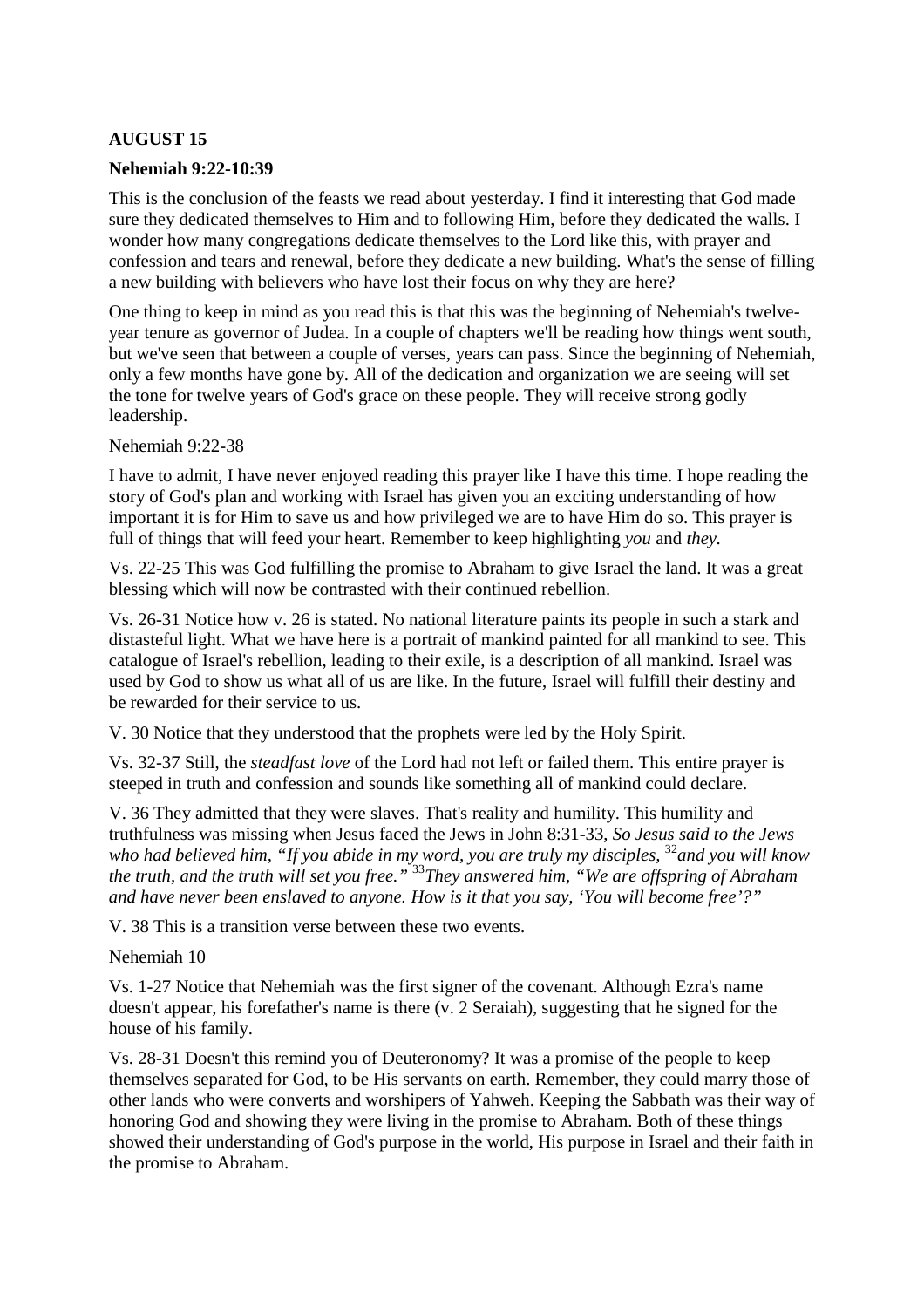**AUGUST 15**

**Nehemiah 9:22-10:39**

This is the conclusion of the feasts we read about yesterday. I find it interesting that God made sure they dedicated themselves to Him and to following Him, before they dedicated the walls. I wonder how many congregations dedicate themselves to the Lord like this, with prayer and confession and tears and renewal, before they dedicate a new building. What's the sense of filling a new building with believers who have lost their focus on why they are here?

One thing to keep in mind as you read this is that this was the beginning of Nehemiah's twelve-year tenure as governor of Judea. In a couple of chapters we'll be reading how things went south, but we've seen that between a couple of verses, years can pass. Since the beginning of Nehemiah, only a few months have gone by. All of the dedication and organization we are seeing will set the tone for twelve years of God's grace on these people. They will receive strong godly leadership.

Nehemiah 9:22-38

I have to admit, I have never enjoyed reading this prayer like I have this time. I hope reading the story of God's plan and working with Israel has given you an exciting understanding of how important it is for Him to save us and how privileged we are to have Him do so. This prayer is full of things that will feed your heart. Remember to keep highlighting *you* and *they.*

Vs. 22-25 This was God fulfilling the promise to Abraham to give Israel the land. It was a great blessing which will now be contrasted with their continued rebellion.

Vs. 26-31 Notice how v. 26 is stated. No national literature paints its people in such a stark and distasteful light. What we have here is a portrait of mankind painted for all mankind to see. This catalogue of Israel's rebellion, leading to their exile, is a description of all mankind. Israel was used by God to show us what all of us are like. In the future, Israel will fulfill their destiny and be rewarded for their service to us.

V. 30 Notice that they understood that the prophets were led by the Holy Spirit.

Vs. 32-37 Still, the *steadfast love* of the Lord had not left or failed them. This entire prayer is steeped in truth and confession and sounds like something all of mankind could declare.

V. 36 They admitted that they were slaves. That's reality and humility. This humility and truthfulness was missing when Jesus faced the Jews in John 8:31-33, *So Jesus said to the Jews who had believed him, "If you abide in my word, you are truly my disciples,* [32]*and you will know the truth, and the truth will set you free."* [33]*They answered him, "We are offspring of Abraham and have never been enslaved to anyone. How is it that you say, 'You will become free'?"*

V. 38 This is a transition verse between these two events.

Nehemiah 10

Vs. 1-27 Notice that Nehemiah was the first signer of the covenant. Although Ezra's name doesn't appear, his forefather's name is there (v. 2 Seraiah), suggesting that he signed for the house of his family.

Vs. 28-31 Doesn't this remind you of Deuteronomy? It was a promise of the people to keep themselves separated for God, to be His servants on earth. Remember, they could marry those of other lands who were converts and worshipers of Yahweh. Keeping the Sabbath was their way of honoring God and showing they were living in the promise to Abraham. Both of these things showed their understanding of God's purpose in the world, His purpose in Israel and their faith in the promise to Abraham.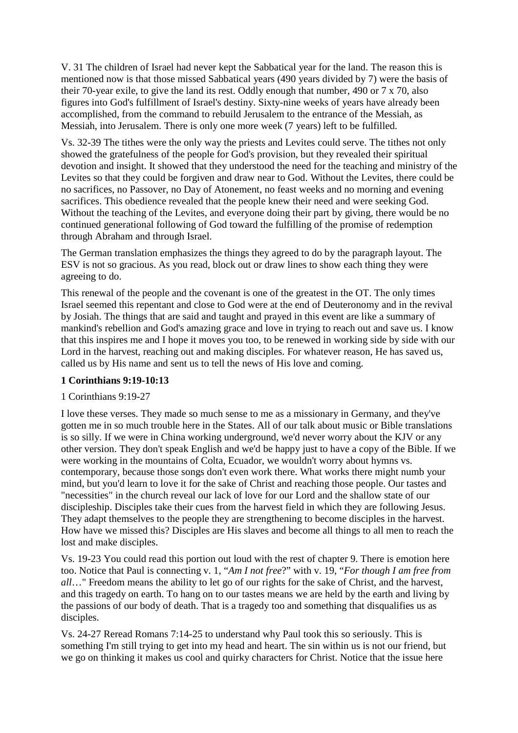V. 31 The children of Israel had never kept the Sabbatical year for the land. The reason this is mentioned now is that those missed Sabbatical years (490 years divided by 7) were the basis of their 70-year exile, to give the land its rest. Oddly enough that number, 490 or 7 x 70, also figures into God's fulfillment of Israel's destiny. Sixty-nine weeks of years have already been accomplished, from the command to rebuild Jerusalem to the entrance of the Messiah, as Messiah, into Jerusalem. There is only one more week (7 years) left to be fulfilled.

Vs. 32-39 The tithes were the only way the priests and Levites could serve. The tithes not only showed the gratefulness of the people for God's provision, but they revealed their spiritual devotion and insight. It showed that they understood the need for the teaching and ministry of the Levites so that they could be forgiven and draw near to God. Without the Levites, there could be no sacrifices, no Passover, no Day of Atonement, no feast weeks and no morning and evening sacrifices. This obedience revealed that the people knew their need and were seeking God. Without the teaching of the Levites, and everyone doing their part by giving, there would be no continued generational following of God toward the fulfilling of the promise of redemption through Abraham and through Israel.

The German translation emphasizes the things they agreed to do by the paragraph layout. The ESV is not so gracious. As you read, block out or draw lines to show each thing they were agreeing to do.

This renewal of the people and the covenant is one of the greatest in the OT. The only times Israel seemed this repentant and close to God were at the end of Deuteronomy and in the revival by Josiah. The things that are said and taught and prayed in this event are like a summary of mankind's rebellion and God's amazing grace and love in trying to reach out and save us. I know that this inspires me and I hope it moves you too, to be renewed in working side by side with our Lord in the harvest, reaching out and making disciples. For whatever reason, He has saved us, called us by His name and sent us to tell the news of His love and coming.

**1 Corinthians 9:19-10:13**

1 Corinthians 9:19-27

I love these verses. They made so much sense to me as a missionary in Germany, and they've gotten me in so much trouble here in the States. All of our talk about music or Bible translations is so silly. If we were in China working underground, we'd never worry about the KJV or any other version. They don't speak English and we'd be happy just to have a copy of the Bible. If we were working in the mountains of Colta, Ecuador, we wouldn't worry about hymns vs. contemporary, because those songs don't even work there. What works there might numb your mind, but you'd learn to love it for the sake of Christ and reaching those people. Our tastes and "necessities" in the church reveal our lack of love for our Lord and the shallow state of our discipleship. Disciples take their cues from the harvest field in which they are following Jesus. They adapt themselves to the people they are strengthening to become disciples in the harvest. How have we missed this? Disciples are His slaves and become all things to all men to reach the lost and make disciples.

Vs. 19-23 You could read this portion out loud with the rest of chapter 9. There is emotion here too. Notice that Paul is connecting v. 1, "*Am I not free*?" with v. 19, "*For though I am free from all*…" Freedom means the ability to let go of our rights for the sake of Christ, and the harvest, and this tragedy on earth. To hang on to our tastes means we are held by the earth and living by the passions of our body of death. That is a tragedy too and something that disqualifies us as disciples.

Vs. 24-27 Reread Romans 7:14-25 to understand why Paul took this so seriously. This is something I'm still trying to get into my head and heart. The sin within us is not our friend, but we go on thinking it makes us cool and quirky characters for Christ. Notice that the issue here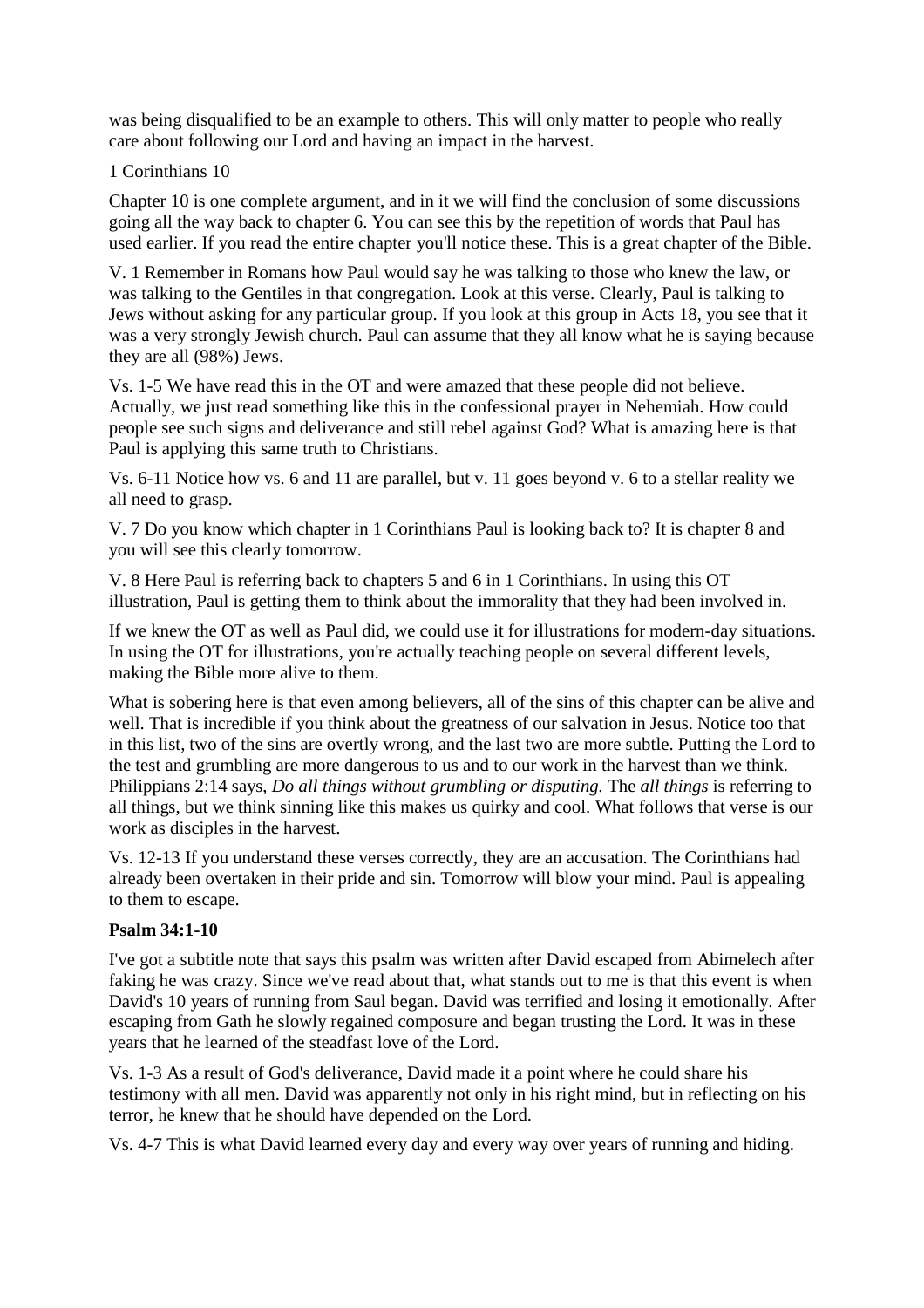was being disqualified to be an example to others. This will only matter to people who really care about following our Lord and having an impact in the harvest.

1 Corinthians 10

Chapter 10 is one complete argument, and in it we will find the conclusion of some discussions going all the way back to chapter 6. You can see this by the repetition of words that Paul has used earlier. If you read the entire chapter you'll notice these. This is a great chapter of the Bible.

V. 1 Remember in Romans how Paul would say he was talking to those who knew the law, or was talking to the Gentiles in that congregation. Look at this verse. Clearly, Paul is talking to Jews without asking for any particular group. If you look at this group in Acts 18, you see that it was a very strongly Jewish church. Paul can assume that they all know what he is saying because they are all (98%) Jews.

Vs. 1-5 We have read this in the OT and were amazed that these people did not believe. Actually, we just read something like this in the confessional prayer in Nehemiah. How could people see such signs and deliverance and still rebel against God? What is amazing here is that Paul is applying this same truth to Christians.

Vs. 6-11 Notice how vs. 6 and 11 are parallel, but v. 11 goes beyond v. 6 to a stellar reality we all need to grasp.

V. 7 Do you know which chapter in 1 Corinthians Paul is looking back to? It is chapter 8 and you will see this clearly tomorrow.

V. 8 Here Paul is referring back to chapters 5 and 6 in 1 Corinthians. In using this OT illustration, Paul is getting them to think about the immorality that they had been involved in.

If we knew the OT as well as Paul did, we could use it for illustrations for modern-day situations. In using the OT for illustrations, you're actually teaching people on several different levels, making the Bible more alive to them.

What is sobering here is that even among believers, all of the sins of this chapter can be alive and well. That is incredible if you think about the greatness of our salvation in Jesus. Notice too that in this list, two of the sins are overtly wrong, and the last two are more subtle. Putting the Lord to the test and grumbling are more dangerous to us and to our work in the harvest than we think. Philippians 2:14 says, *Do all things without grumbling or disputing.* The *all things* is referring to all things, but we think sinning like this makes us quirky and cool. What follows that verse is our work as disciples in the harvest.

Vs. 12-13 If you understand these verses correctly, they are an accusation. The Corinthians had already been overtaken in their pride and sin. Tomorrow will blow your mind. Paul is appealing to them to escape.

**Psalm 34:1-10**

I've got a subtitle note that says this psalm was written after David escaped from Abimelech after faking he was crazy. Since we've read about that, what stands out to me is that this event is when David's 10 years of running from Saul began. David was terrified and losing it emotionally. After escaping from Gath he slowly regained composure and began trusting the Lord. It was in these years that he learned of the steadfast love of the Lord.

Vs. 1-3 As a result of God's deliverance, David made it a point where he could share his testimony with all men. David was apparently not only in his right mind, but in reflecting on his terror, he knew that he should have depended on the Lord.

Vs. 4-7 This is what David learned every day and every way over years of running and hiding.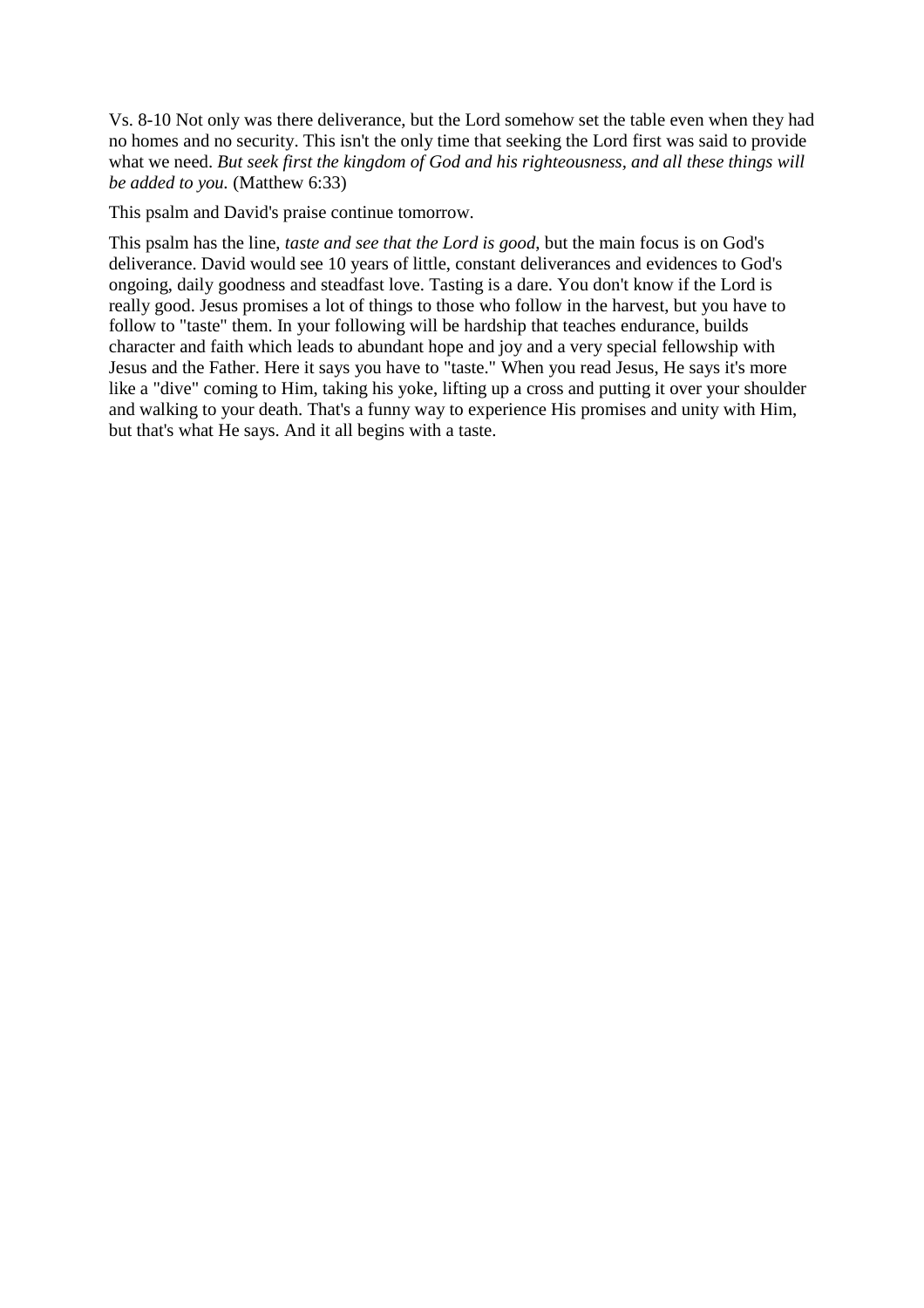Vs. 8-10 Not only was there deliverance, but the Lord somehow set the table even when they had no homes and no security. This isn't the only time that seeking the Lord first was said to provide what we need. *But seek first the kingdom of God and his righteousness, and all these things will be added to you.* (Matthew 6:33)

This psalm and David's praise continue tomorrow.

This psalm has the line, *taste and see that the Lord is good*, but the main focus is on God's deliverance. David would see 10 years of little, constant deliverances and evidences to God's ongoing, daily goodness and steadfast love. Tasting is a dare. You don't know if the Lord is really good. Jesus promises a lot of things to those who follow in the harvest, but you have to follow to "taste" them. In your following will be hardship that teaches endurance, builds character and faith which leads to abundant hope and joy and a very special fellowship with Jesus and the Father. Here it says you have to "taste." When you read Jesus, He says it's more like a "dive" coming to Him, taking his yoke, lifting up a cross and putting it over your shoulder and walking to your death. That's a funny way to experience His promises and unity with Him, but that's what He says. And it all begins with a taste.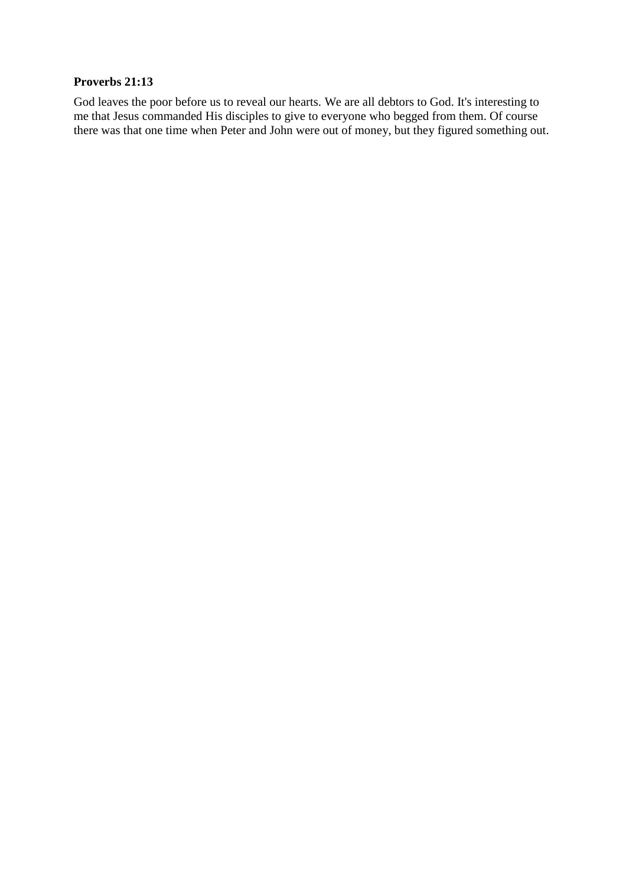**Proverbs 21:13**

God leaves the poor before us to reveal our hearts. We are all debtors to God. It's interesting to me that Jesus commanded His disciples to give to everyone who begged from them. Of course there was that one time when Peter and John were out of money, but they figured something out.